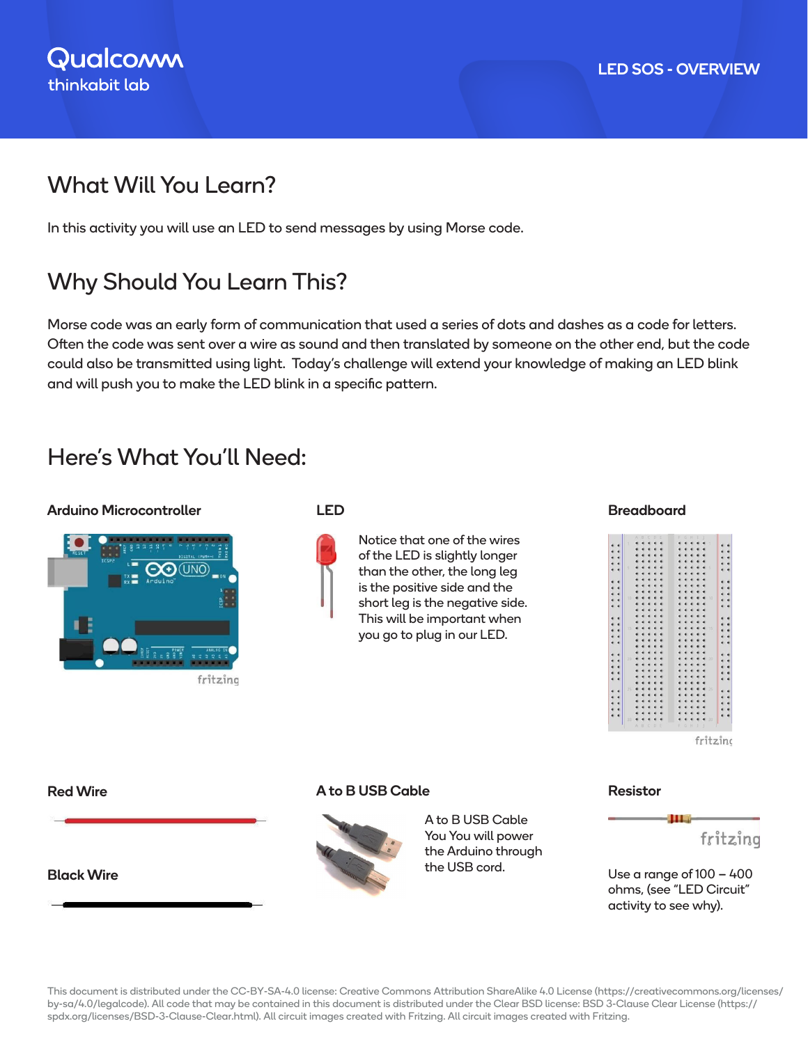Qualcomm
thinkabit lab

LED SOS - OVERVIEW

## What Will You Learn?

In this activity you will use an LED to send messages by using Morse code.

## Why Should You Learn This?

Morse code was an early form of communication that used a series of dots and dashes as a code for letters. Often the code was sent over a wire as sound and then translated by someone on the other end, but the code could also be transmitted using light. Today's challenge will extend your knowledge of making an LED blink and will push you to make the LED blink in a specific pattern.

## Here's What You'll Need:

**Arduino Microcontroller**

**LED**

Notice that one of the wires of the LED is slightly longer than the other, the long leg is the positive side and the short leg is the negative side. This will be important when you go to plug in our LED.

**Breadboard**

**Red Wire**

**Black Wire**

**A to B USB Cable**

A to B USB Cable You You will power the Arduino through the USB cord.

**Resistor**

Use a range of 100 – 400 ohms, (see "LED Circuit" activity to see why).

This document is distributed under the CC-BY-SA-4.0 license: Creative Commons Attribution ShareAlike 4.0 License (https://creativecommons.org/licenses/by-sa/4.0/legalcode). All code that may be contained in this document is distributed under the Clear BSD license: BSD 3-Clause Clear License (https://spdx.org/licenses/BSD-3-Clause-Clear.html). All circuit images created with Fritzing. All circuit images created with Fritzing.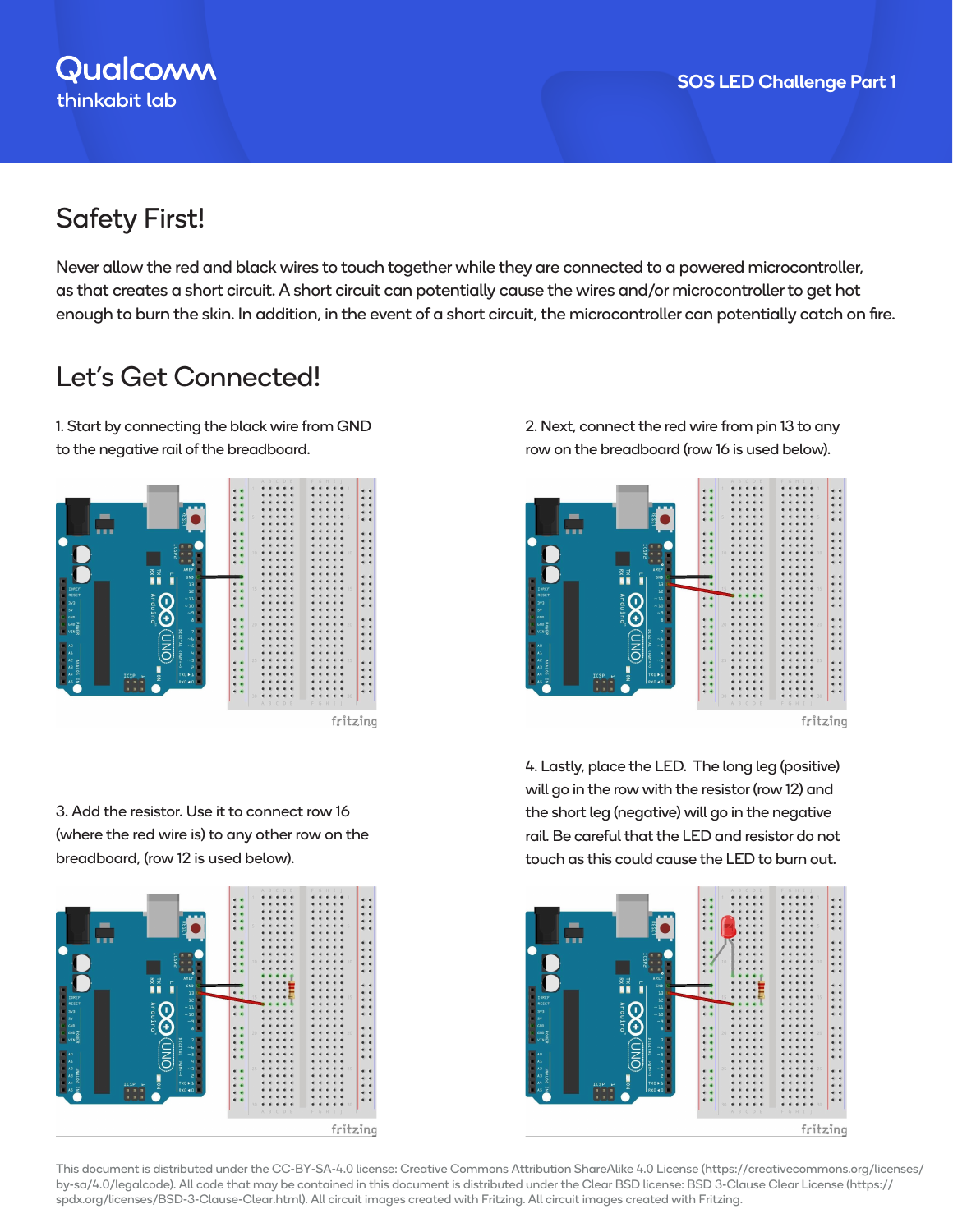# SOS LED Challenge Part 1

## Safety First!

Never allow the red and black wires to touch together while they are connected to a powered microcontroller, as that creates a short circuit. A short circuit can potentially cause the wires and/or microcontroller to get hot enough to burn the skin. In addition, in the event of a short circuit, the microcontroller can potentially catch on fire.

## Let's Get Connected!

1. Start by connecting the black wire from GND to the negative rail of the breadboard.

2. Next, connect the red wire from pin 13 to any row on the breadboard (row 16 is used below).

3. Add the resistor. Use it to connect row 16 (where the red wire is) to any other row on the breadboard, (row 12 is used below).

4. Lastly, place the LED. The long leg (positive) will go in the row with the resistor (row 12) and the short leg (negative) will go in the negative rail. Be careful that the LED and resistor do not touch as this could cause the LED to burn out.

This document is distributed under the CC-BY-SA-4.0 license: Creative Commons Attribution ShareAlike 4.0 License (https://creativecommons.org/licenses/by-sa/4.0/legalcode). All code that may be contained in this document is distributed under the Clear BSD license: BSD 3-Clause Clear License (https://spdx.org/licenses/BSD-3-Clause-Clear.html). All circuit images created with Fritzing. All circuit images created with Fritzing.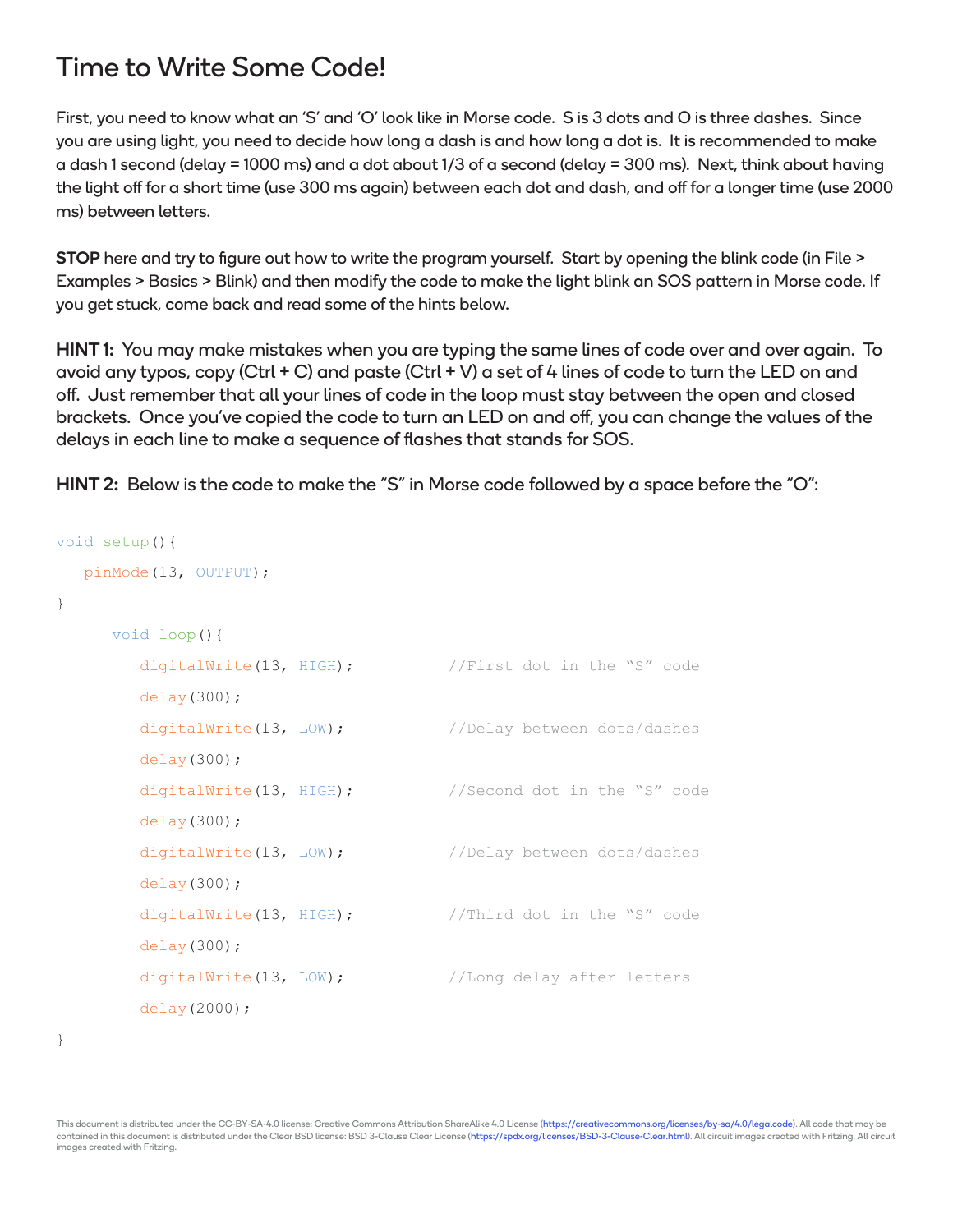# Time to Write Some Code!

First, you need to know what an 'S' and 'O' look like in Morse code. S is 3 dots and O is three dashes. Since you are using light, you need to decide how long a dash is and how long a dot is. It is recommended to make a dash 1 second (delay = 1000 ms) and a dot about 1/3 of a second (delay = 300 ms). Next, think about having the light off for a short time (use 300 ms again) between each dot and dash, and off for a longer time (use 2000 ms) between letters.

**STOP** here and try to figure out how to write the program yourself. Start by opening the blink code (in File > Examples > Basics > Blink) and then modify the code to make the light blink an SOS pattern in Morse code. If you get stuck, come back and read some of the hints below.

**HINT 1:** You may make mistakes when you are typing the same lines of code over and over again. To avoid any typos, copy (Ctrl + C) and paste (Ctrl + V) a set of 4 lines of code to turn the LED on and off. Just remember that all your lines of code in the loop must stay between the open and closed brackets. Once you've copied the code to turn an LED on and off, you can change the values of the delays in each line to make a sequence of flashes that stands for SOS.

**HINT 2:** Below is the code to make the "S" in Morse code followed by a space before the "O":

```
void setup(){
   pinMode(13, OUTPUT);
}
      void loop(){
         digitalWrite(13, HIGH);          //First dot in the "S" code
         delay(300);
         digitalWrite(13, LOW);           //Delay between dots/dashes
         delay(300);
         digitalWrite(13, HIGH);          //Second dot in the "S" code
         delay(300);
         digitalWrite(13, LOW);           //Delay between dots/dashes
         delay(300);
         digitalWrite(13, HIGH);          //Third dot in the "S" code
         delay(300);
         digitalWrite(13, LOW);           //Long delay after letters
         delay(2000);
}
```

This document is distributed under the CC-BY-SA-4.0 license: Creative Commons Attribution ShareAlike 4.0 License (https://creativecommons.org/licenses/by-sa/4.0/legalcode). All code that may be contained in this document is distributed under the Clear BSD license: BSD 3-Clause Clear License (https://spdx.org/licenses/BSD-3-Clause-Clear.html). All circuit images created with Fritzing. All circuit images created with Fritzing.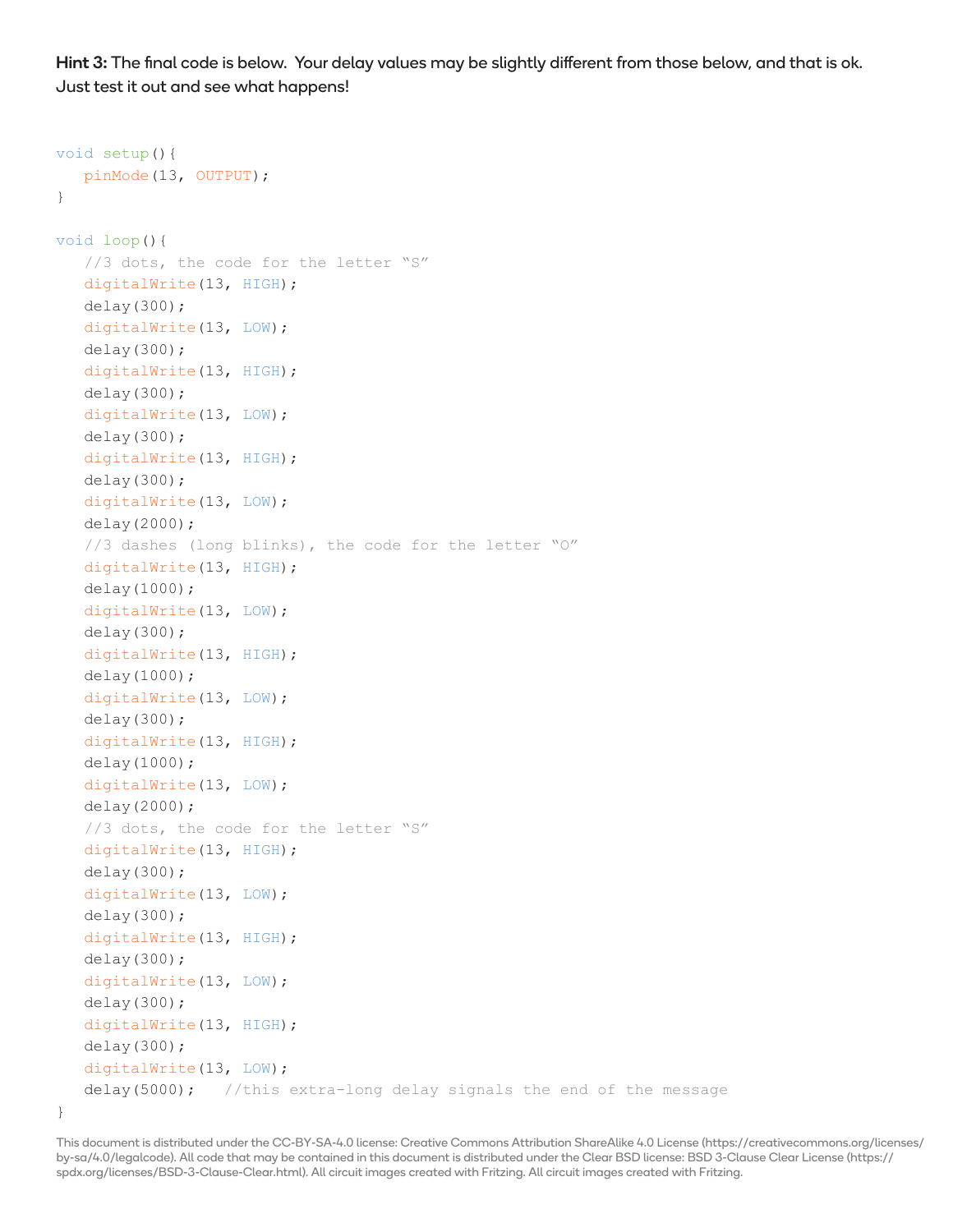**Hint 3:** The final code is below. Your delay values may be slightly different from those below, and that is ok. Just test it out and see what happens!

```
void setup(){
   pinMode(13, OUTPUT);
}

void loop(){
   //3 dots, the code for the letter "S"
   digitalWrite(13, HIGH);
   delay(300);
   digitalWrite(13, LOW);
   delay(300);
   digitalWrite(13, HIGH);
   delay(300);
   digitalWrite(13, LOW);
   delay(300);
   digitalWrite(13, HIGH);
   delay(300);
   digitalWrite(13, LOW);
   delay(2000);
   //3 dashes (long blinks), the code for the letter "O"
   digitalWrite(13, HIGH);
   delay(1000);
   digitalWrite(13, LOW);
   delay(300);
   digitalWrite(13, HIGH);
   delay(1000);
   digitalWrite(13, LOW);
   delay(300);
   digitalWrite(13, HIGH);
   delay(1000);
   digitalWrite(13, LOW);
   delay(2000);
   //3 dots, the code for the letter "S"
   digitalWrite(13, HIGH);
   delay(300);
   digitalWrite(13, LOW);
   delay(300);
   digitalWrite(13, HIGH);
   delay(300);
   digitalWrite(13, LOW);
   delay(300);
   digitalWrite(13, HIGH);
   delay(300);
   digitalWrite(13, LOW);
   delay(5000);   //this extra-long delay signals the end of the message
}
```

This document is distributed under the CC-BY-SA-4.0 license: Creative Commons Attribution ShareAlike 4.0 License (https://creativecommons.org/licenses/by-sa/4.0/legalcode). All code that may be contained in this document is distributed under the Clear BSD license: BSD 3-Clause Clear License (https://spdx.org/licenses/BSD-3-Clause-Clear.html). All circuit images created with Fritzing. All circuit images created with Fritzing.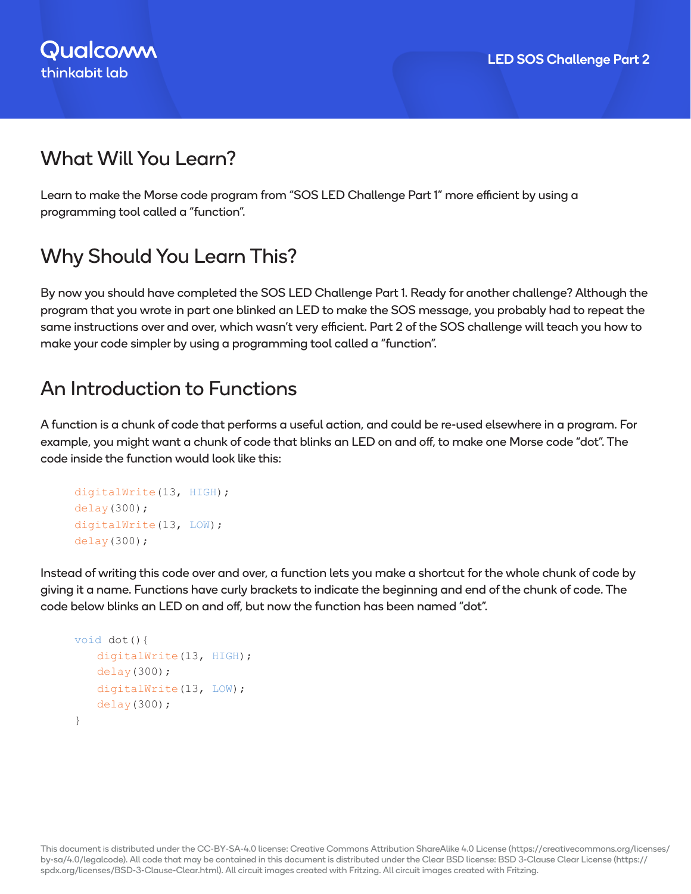# What Will You Learn?

Learn to make the Morse code program from "SOS LED Challenge Part 1" more efficient by using a programming tool called a "function".

# Why Should You Learn This?

By now you should have completed the SOS LED Challenge Part 1. Ready for another challenge? Although the program that you wrote in part one blinked an LED to make the SOS message, you probably had to repeat the same instructions over and over, which wasn't very efficient. Part 2 of the SOS challenge will teach you how to make your code simpler by using a programming tool called a "function".

# An Introduction to Functions

A function is a chunk of code that performs a useful action, and could be re-used elsewhere in a program. For example, you might want a chunk of code that blinks an LED on and off, to make one Morse code "dot". The code inside the function would look like this:

```
digitalWrite(13, HIGH);
delay(300);
digitalWrite(13, LOW);
delay(300);
```

Instead of writing this code over and over, a function lets you make a shortcut for the whole chunk of code by giving it a name. Functions have curly brackets to indicate the beginning and end of the chunk of code. The code below blinks an LED on and off, but now the function has been named "dot".

```
void dot(){
   digitalWrite(13, HIGH);
   delay(300);
   digitalWrite(13, LOW);
   delay(300);
}
```

This document is distributed under the CC-BY-SA-4.0 license: Creative Commons Attribution ShareAlike 4.0 License (https://creativecommons.org/licenses/by-sa/4.0/legalcode). All code that may be contained in this document is distributed under the Clear BSD license: BSD 3-Clause Clear License (https://spdx.org/licenses/BSD-3-Clause-Clear.html). All circuit images created with Fritzing. All circuit images created with Fritzing.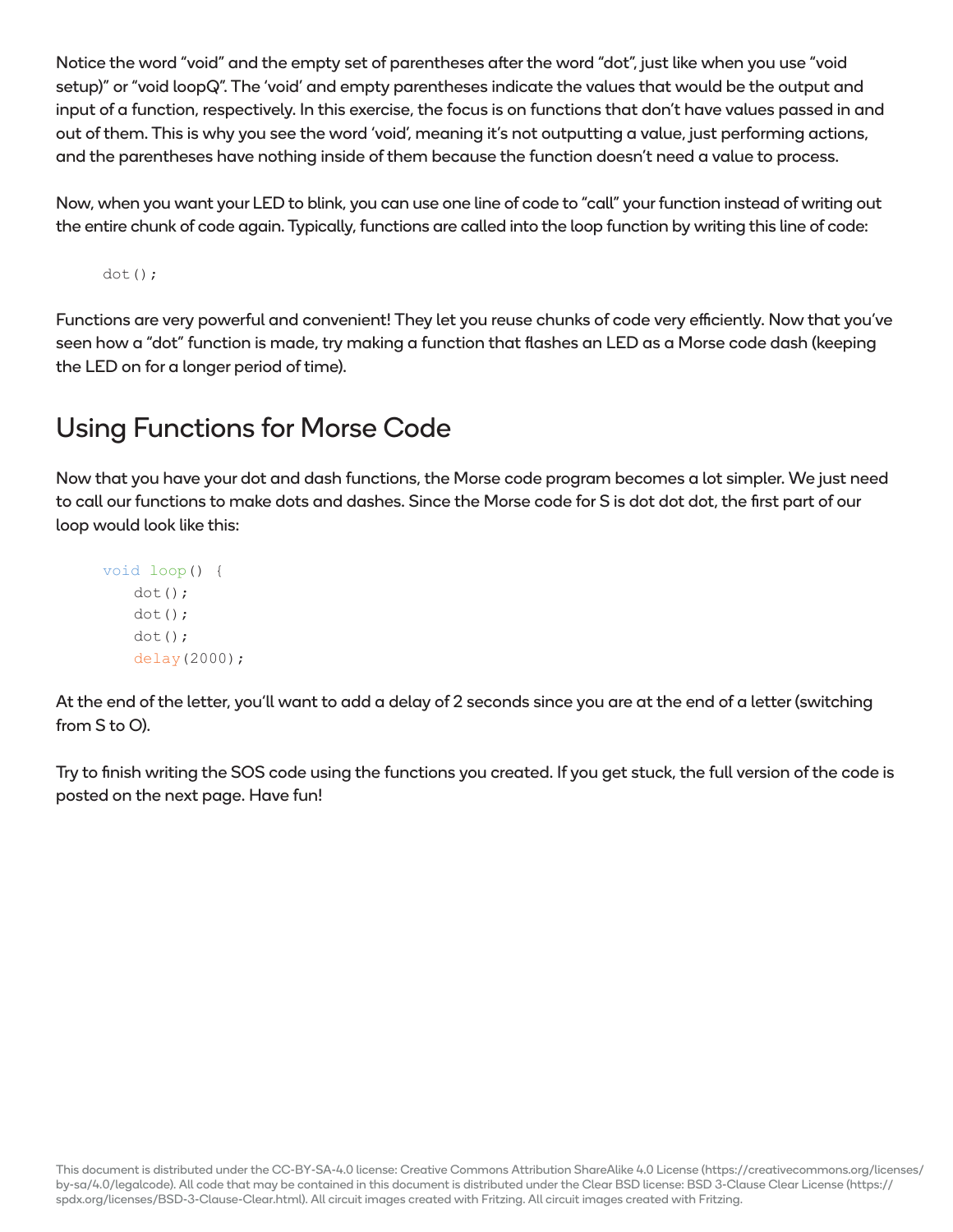Notice the word “void” and the empty set of parentheses after the word “dot”, just like when you use “void setup)” or “void loopQ”. The ‘void’ and empty parentheses indicate the values that would be the output and input of a function, respectively. In this exercise, the focus is on functions that don’t have values passed in and out of them. This is why you see the word ‘void’, meaning it’s not outputting a value, just performing actions, and the parentheses have nothing inside of them because the function doesn’t need a value to process.

Now, when you want your LED to blink, you can use one line of code to “call” your function instead of writing out the entire chunk of code again. Typically, functions are called into the loop function by writing this line of code:

```
dot();
```

Functions are very powerful and convenient! They let you reuse chunks of code very efficiently. Now that you’ve seen how a “dot” function is made, try making a function that flashes an LED as a Morse code dash (keeping the LED on for a longer period of time).

## Using Functions for Morse Code

Now that you have your dot and dash functions, the Morse code program becomes a lot simpler. We just need to call our functions to make dots and dashes. Since the Morse code for S is dot dot dot, the first part of our loop would look like this:

```
void loop() {
    dot();
    dot();
    dot();
    delay(2000);
```

At the end of the letter, you’ll want to add a delay of 2 seconds since you are at the end of a letter (switching from S to O).

Try to finish writing the SOS code using the functions you created. If you get stuck, the full version of the code is posted on the next page. Have fun!

This document is distributed under the CC-BY-SA-4.0 license: Creative Commons Attribution ShareAlike 4.0 License (https://creativecommons.org/licenses/by-sa/4.0/legalcode). All code that may be contained in this document is distributed under the Clear BSD license: BSD 3-Clause Clear License (https://spdx.org/licenses/BSD-3-Clause-Clear.html). All circuit images created with Fritzing. All circuit images created with Fritzing.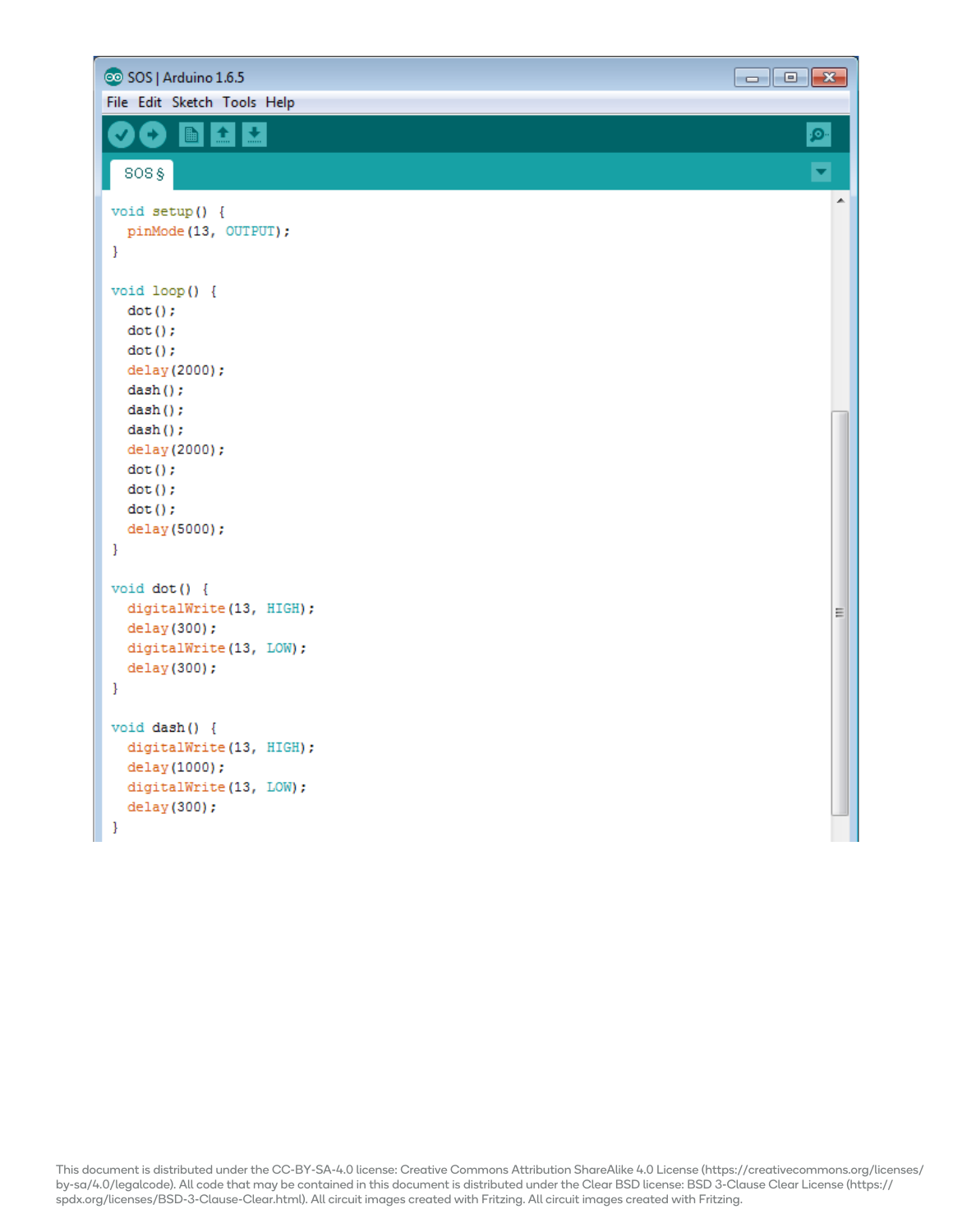SOS | Arduino 1.6.5

File Edit Sketch Tools Help

SOS §

```
void setup() {
  pinMode(13, OUTPUT);
}

void loop() {
  dot();
  dot();
  dot();
  delay(2000);
  dash();
  dash();
  dash();
  delay(2000);
  dot();
  dot();
  dot();
  delay(5000);
}

void dot() {
  digitalWrite(13, HIGH);
  delay(300);
  digitalWrite(13, LOW);
  delay(300);
}

void dash() {
  digitalWrite(13, HIGH);
  delay(1000);
  digitalWrite(13, LOW);
  delay(300);
}
```

This document is distributed under the CC-BY-SA-4.0 license: Creative Commons Attribution ShareAlike 4.0 License (https://creativecommons.org/licenses/by-sa/4.0/legalcode). All code that may be contained in this document is distributed under the Clear BSD license: BSD 3-Clause Clear License (https://spdx.org/licenses/BSD-3-Clause-Clear.html). All circuit images created with Fritzing. All circuit images created with Fritzing.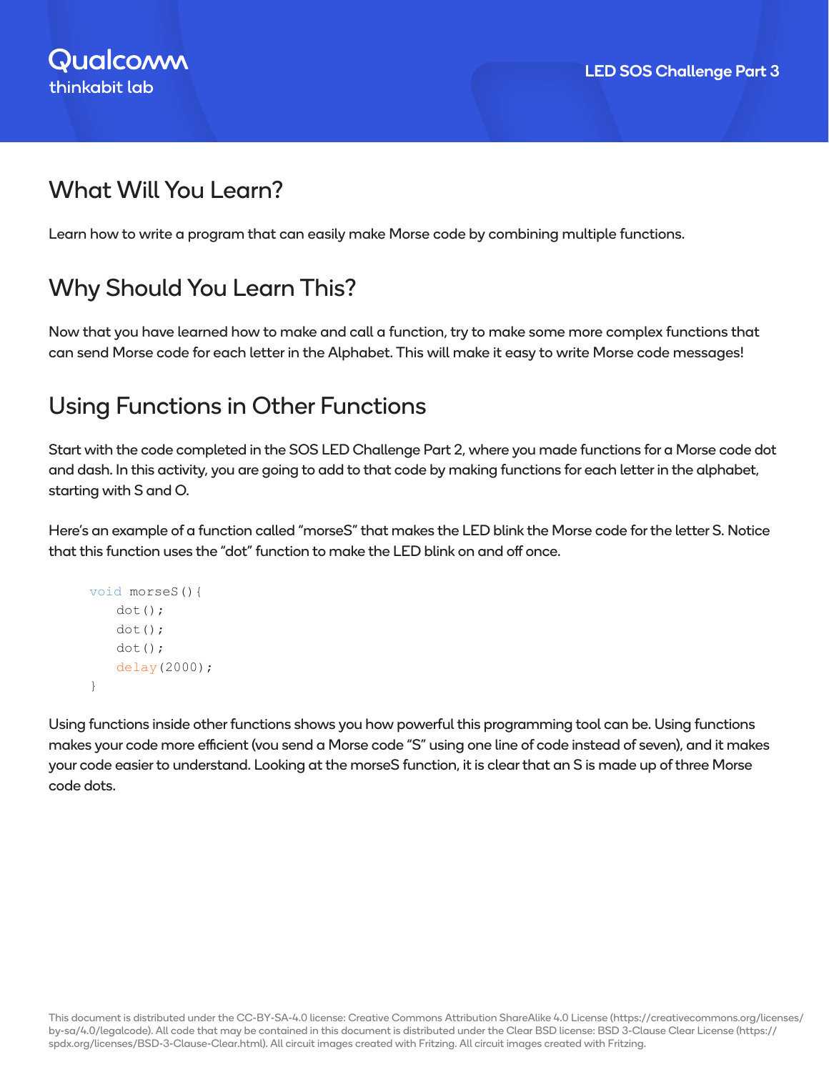# What Will You Learn?

Learn how to write a program that can easily make Morse code by combining multiple functions.

# Why Should You Learn This?

Now that you have learned how to make and call a function, try to make some more complex functions that can send Morse code for each letter in the Alphabet. This will make it easy to write Morse code messages!

# Using Functions in Other Functions

Start with the code completed in the SOS LED Challenge Part 2, where you made functions for a Morse code dot and dash. In this activity, you are going to add to that code by making functions for each letter in the alphabet, starting with S and O.

Here's an example of a function called "morseS" that makes the LED blink the Morse code for the letter S. Notice that this function uses the "dot" function to make the LED blink on and off once.

```
void morseS(){
    dot();
    dot();
    dot();
    delay(2000);
}
```

Using functions inside other functions shows you how powerful this programming tool can be. Using functions makes your code more efficient (vou send a Morse code "S" using one line of code instead of seven), and it makes your code easier to understand. Looking at the morseS function, it is clear that an S is made up of three Morse code dots.

This document is distributed under the CC-BY-SA-4.0 license: Creative Commons Attribution ShareAlike 4.0 License (https://creativecommons.org/licenses/by-sa/4.0/legalcode). All code that may be contained in this document is distributed under the Clear BSD license: BSD 3-Clause Clear License (https://spdx.org/licenses/BSD-3-Clause-Clear.html). All circuit images created with Fritzing. All circuit images created with Fritzing.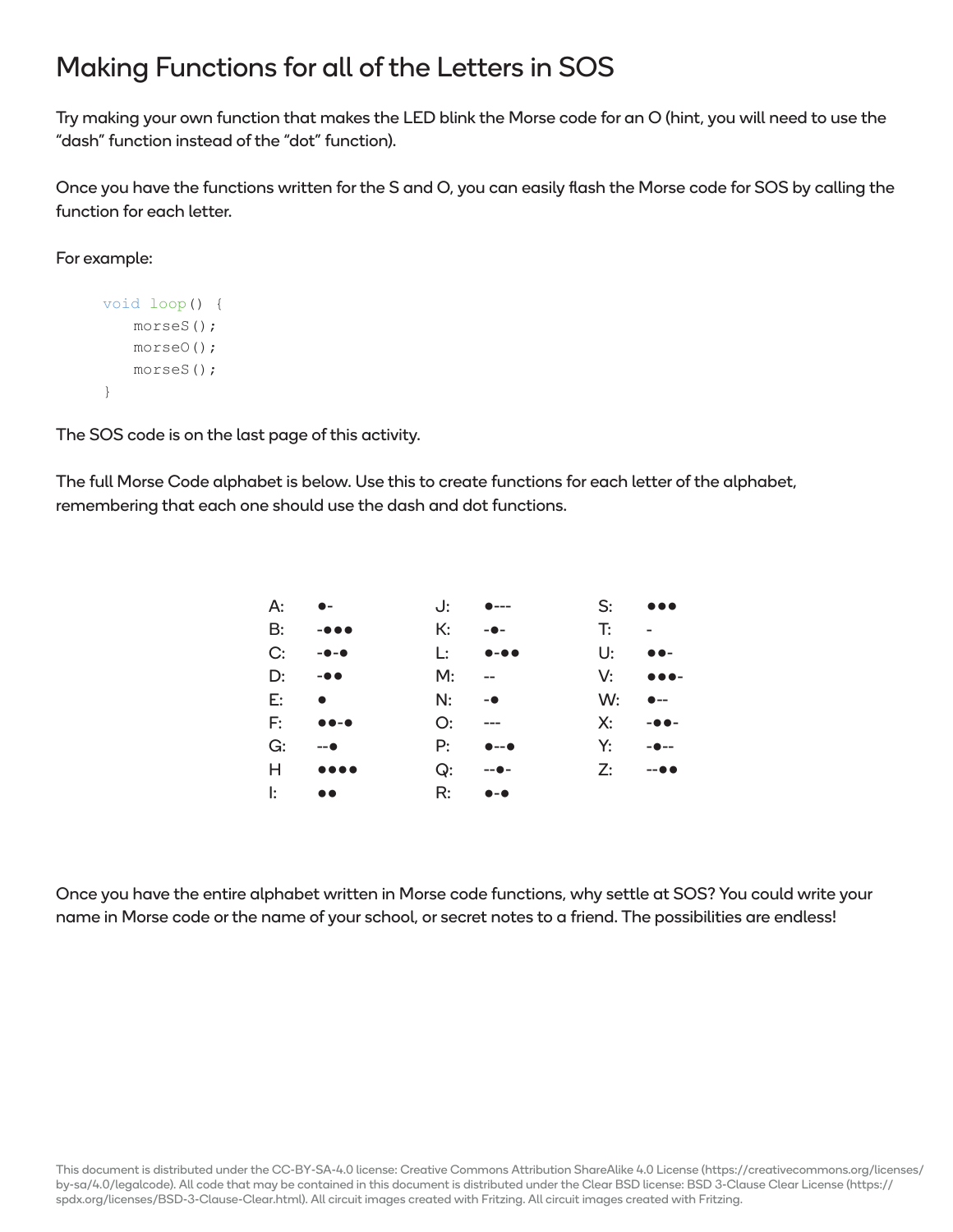# Making Functions for all of the Letters in SOS

Try making your own function that makes the LED blink the Morse code for an O (hint, you will need to use the "dash" function instead of the "dot" function).

Once you have the functions written for the S and O, you can easily flash the Morse code for SOS by calling the function for each letter.

For example:

```
void loop() {
    morseS();
    morseO();
    morseS();
}
```

The SOS code is on the last page of this activity.

The full Morse Code alphabet is below. Use this to create functions for each letter of the alphabet, remembering that each one should use the dash and dot functions.

| | | | | | |
|---|---|---|---|---|---|
| A: | ●- | J: | ●--- | S: | ●●● |
| B: | -●●● | K: | -●- | T: | - |
| C: | -●-● | L: | ●-●● | U: | ●●- |
| D: | -●● | M: | -- | V: | ●●●- |
| E: | ● | N: | -● | W: | ●-- |
| F: | ●●-● | O: | --- | X: | -●●- |
| G: | --● | P: | ●--● | Y: | -●-- |
| H | ●●●● | Q: | --●- | Z: | --●● |
| I: | ●● | R: | ●-● | | |

Once you have the entire alphabet written in Morse code functions, why settle at SOS? You could write your name in Morse code or the name of your school, or secret notes to a friend. The possibilities are endless!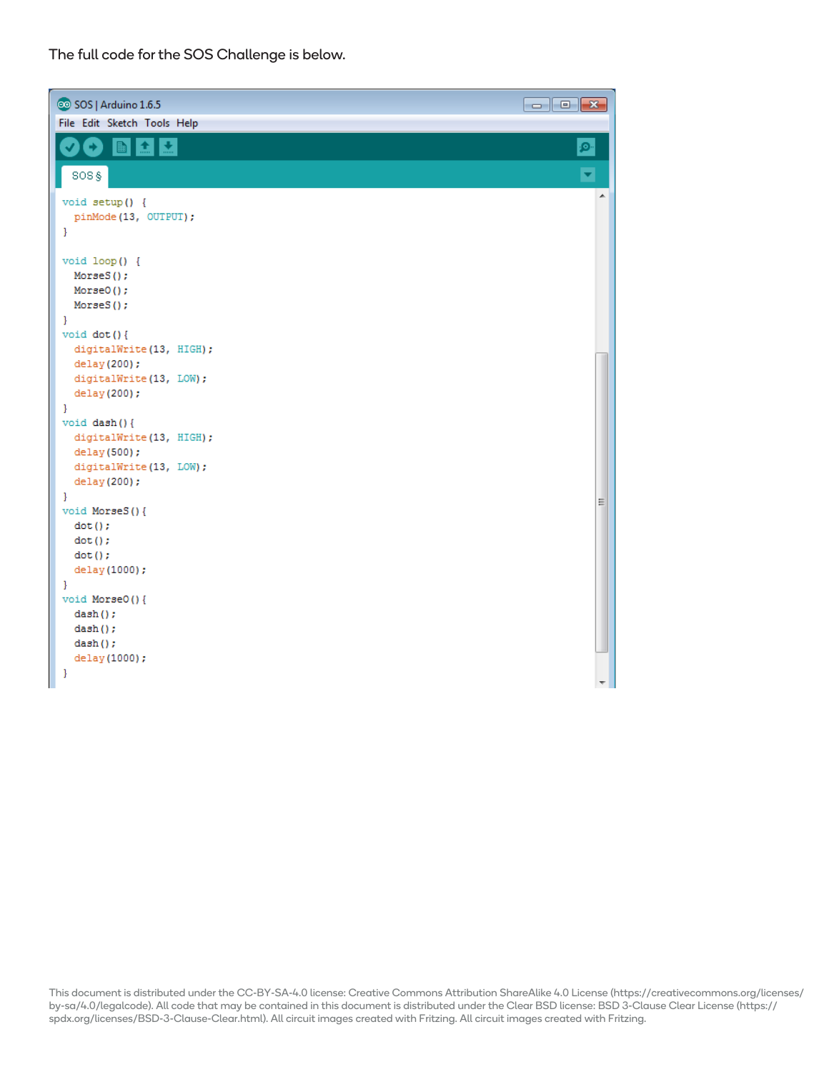The full code for the SOS Challenge is below.

```
void setup() {
  pinMode(13, OUTPUT);
}

void loop() {
  MorseS();
  MorseO();
  MorseS();
}
void dot(){
  digitalWrite(13, HIGH);
  delay(200);
  digitalWrite(13, LOW);
  delay(200);
}
void dash(){
  digitalWrite(13, HIGH);
  delay(500);
  digitalWrite(13, LOW);
  delay(200);
}
void MorseS(){
  dot();
  dot();
  dot();
  delay(1000);
}
void MorseO(){
  dash();
  dash();
  dash();
  delay(1000);
}
```

This document is distributed under the CC-BY-SA-4.0 license: Creative Commons Attribution ShareAlike 4.0 License (https://creativecommons.org/licenses/by-sa/4.0/legalcode). All code that may be contained in this document is distributed under the Clear BSD license: BSD 3-Clause Clear License (https://spdx.org/licenses/BSD-3-Clause-Clear.html). All circuit images created with Fritzing. All circuit images created with Fritzing.